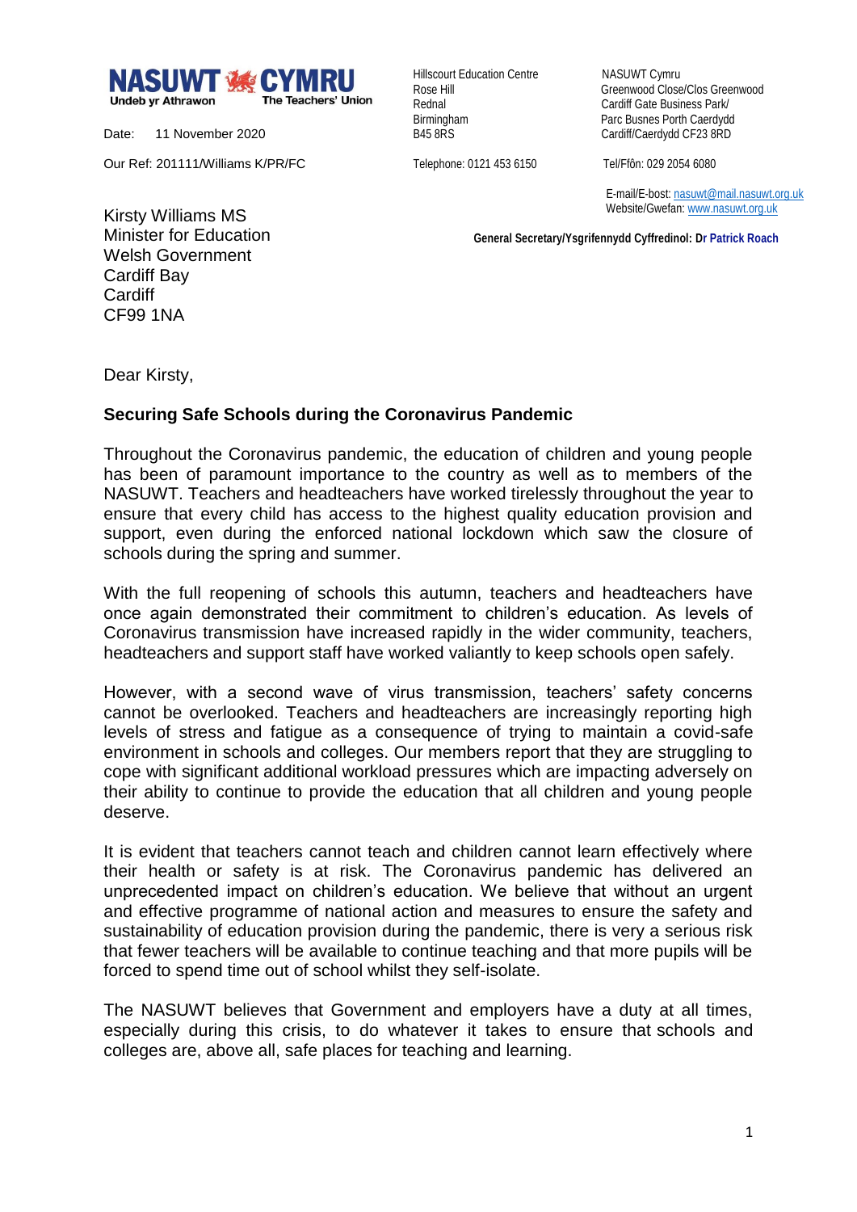**NASUWT CYMRU**
Undeb yr Athrawon — The Teachers' Union

Hillscourt Education Centre
Rose Hill
Rednal
Birmingham
B45 8RS

Telephone: 0121 453 6150

NASUWT Cymru
Greenwood Close/Clos Greenwood
Cardiff Gate Business Park/
Parc Busnes Porth Caerdydd
Cardiff/Caerdydd CF23 8RD

Tel/Ffôn: 029 2054 6080

E-mail/E-bost: nasuwt@mail.nasuwt.org.uk
Website/Gwefan: www.nasuwt.org.uk

**General Secretary/Ysgrifennydd Cyffredinol: Dr Patrick Roach**

Date: 11 November 2020

Our Ref: 201111/Williams K/PR/FC

Kirsty Williams MS
Minister for Education
Welsh Government
Cardiff Bay
Cardiff
CF99 1NA

Dear Kirsty,

**Securing Safe Schools during the Coronavirus Pandemic**

Throughout the Coronavirus pandemic, the education of children and young people has been of paramount importance to the country as well as to members of the NASUWT. Teachers and headteachers have worked tirelessly throughout the year to ensure that every child has access to the highest quality education provision and support, even during the enforced national lockdown which saw the closure of schools during the spring and summer.

With the full reopening of schools this autumn, teachers and headteachers have once again demonstrated their commitment to children's education. As levels of Coronavirus transmission have increased rapidly in the wider community, teachers, headteachers and support staff have worked valiantly to keep schools open safely.

However, with a second wave of virus transmission, teachers' safety concerns cannot be overlooked. Teachers and headteachers are increasingly reporting high levels of stress and fatigue as a consequence of trying to maintain a covid-safe environment in schools and colleges. Our members report that they are struggling to cope with significant additional workload pressures which are impacting adversely on their ability to continue to provide the education that all children and young people deserve.

It is evident that teachers cannot teach and children cannot learn effectively where their health or safety is at risk. The Coronavirus pandemic has delivered an unprecedented impact on children's education. We believe that without an urgent and effective programme of national action and measures to ensure the safety and sustainability of education provision during the pandemic, there is very a serious risk that fewer teachers will be available to continue teaching and that more pupils will be forced to spend time out of school whilst they self-isolate.

The NASUWT believes that Government and employers have a duty at all times, especially during this crisis, to do whatever it takes to ensure that schools and colleges are, above all, safe places for teaching and learning.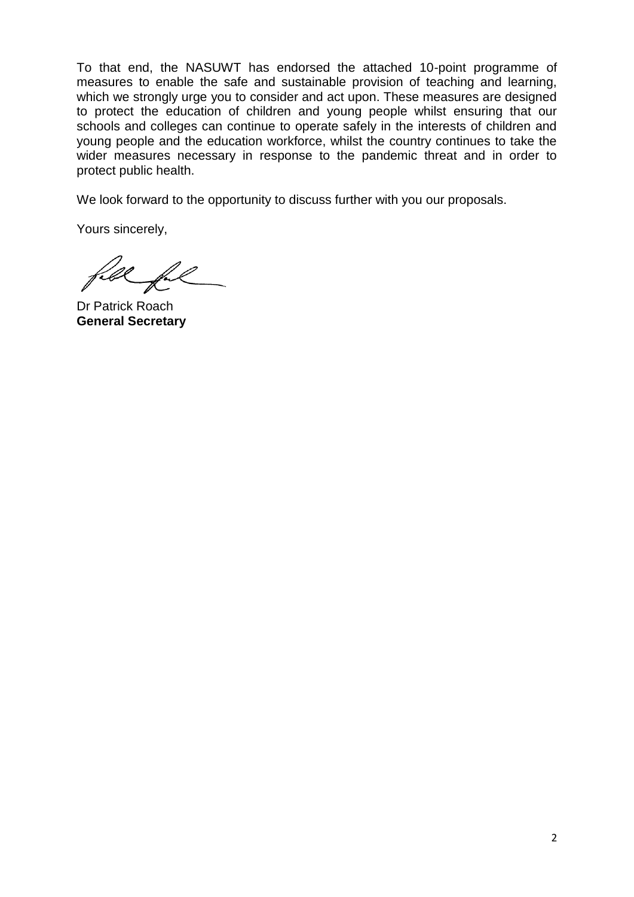To that end, the NASUWT has endorsed the attached 10-point programme of measures to enable the safe and sustainable provision of teaching and learning, which we strongly urge you to consider and act upon. These measures are designed to protect the education of children and young people whilst ensuring that our schools and colleges can continue to operate safely in the interests of children and young people and the education workforce, whilst the country continues to take the wider measures necessary in response to the pandemic threat and in order to protect public health.

We look forward to the opportunity to discuss further with you our proposals.

Yours sincerely,

Dr Patrick Roach
**General Secretary**